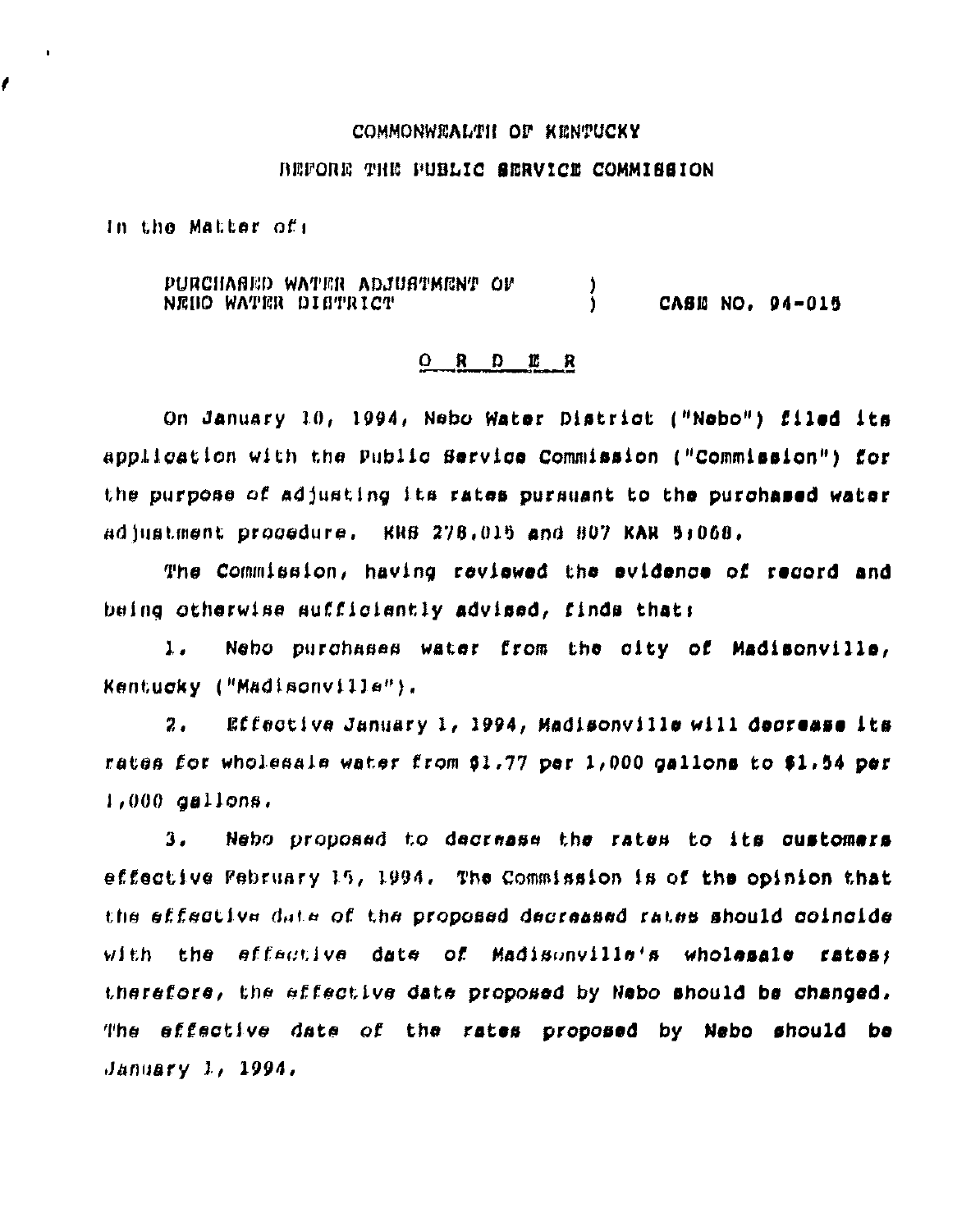COMMONWEALTH OF KENTUCKY

BEFORE THE PUBLIC SERVICE COMMISSION

In the Matter of:

PURCHASED WATER ADJUSTMENT OF NEBO WATER DISTRICT ) CASE NO. 94-015

O R D E R

On January 10, 1994, Nebo Water District ("Nebo") filed its application with the Public Service Commission ("Commission") for the purpose of adjusting its rates pursuant to the purchased water adjustment procedure. KRS 278.015 and 807 KAR 5:068.

The Commission, having reviewed the evidence of record and being otherwise sufficiently advised, finds that:

1. Nebo purchases water from the city of Madisonville, Kentucky ("Madisonville").

2. Effective January 1, 1994, Madisonville will decrease its rates for wholesale water from $1.77 per 1,000 gallons to $1.54 per 1,000 gallons.

3. Nebo proposed to decrease the rates to its customers effective February 15, 1994. The Commission is of the opinion that the effective date of the proposed decreased rates should coincide with the effective date of Madisonville's wholesale rates; therefore, the effective date proposed by Nebo should be changed. The effective date of the rates proposed by Nebo should be January 1, 1994.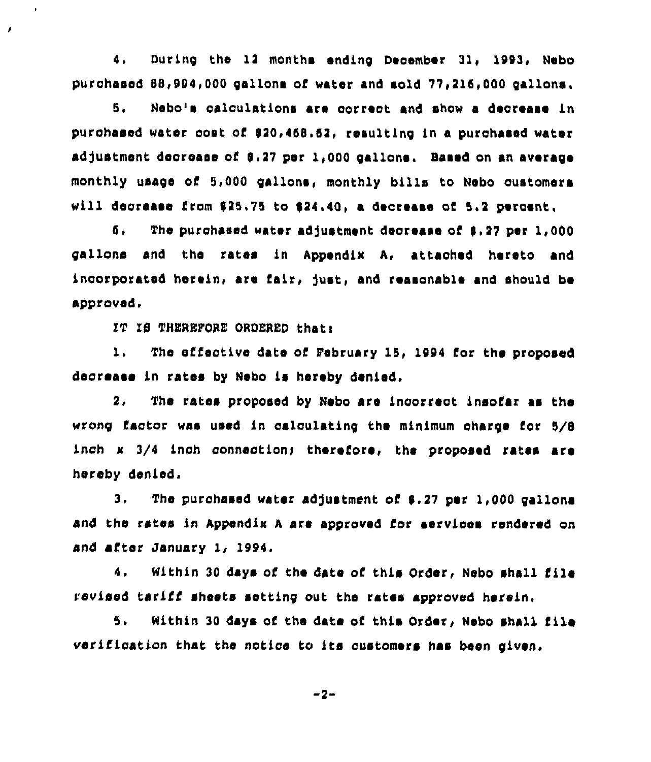4. During the 12 months ending December 31, 1993, Nebo purchased 88,994,000 gallons of water and sold 77,216,000 gallons.

5. Nebo's calculations are correct and show a decrease in purchased water cost of $20,468.62, resulting in a purchased water adjustment decrease of $.27 per 1,000 gallons. Based on an average monthly usage of 5,000 gallons, monthly bills to Nebo customers will decrease from $25.75 to $24.40, a decrease of 5.2 percent.

6. The purchased water adjustment decrease of $.27 per 1,000 gallons and the rates in Appendix A, attached hereto and incorporated herein, are fair, just, and reasonable and should be approved.

IT IS THEREFORE ORDERED that:

1. The effective date of February 15, 1994 for the proposed decrease in rates by Nebo is hereby denied.

2. The rates proposed by Nebo are incorrect insofar as the wrong factor was used in calculating the minimum charge for 5/8 inch x 3/4 inch connection; therefore, the proposed rates are hereby denied.

3. The purchased water adjustment of $.27 per 1,000 gallons and the rates in Appendix A are approved for services rendered on and after January 1, 1994.

4. Within 30 days of the date of this Order, Nebo shall file revised tariff sheets setting out the rates approved herein.

5. Within 30 days of the date of this Order, Nebo shall file verification that the notice to its customers has been given.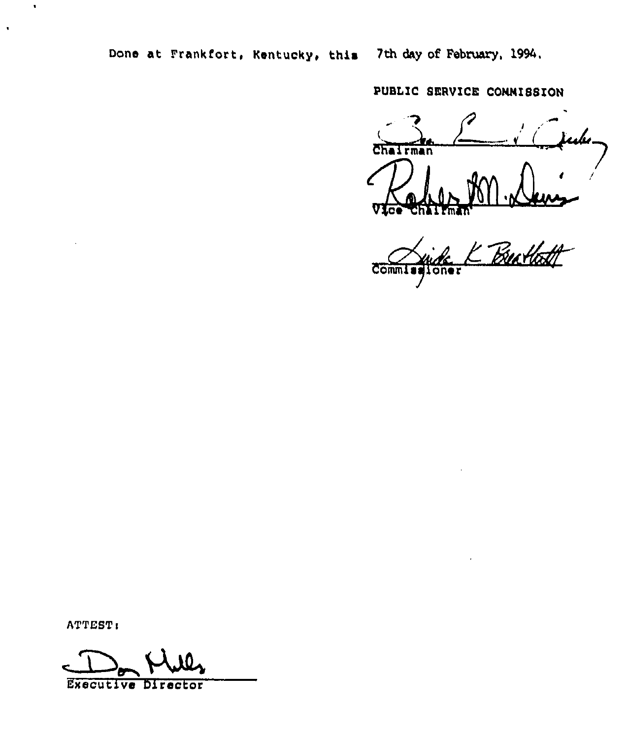Done at Frankfort, Kentucky, this 7th day of February, 1994.

PUBLIC SERVICE COMMISSION

Chairman

Vice Chairman

Commissioner

ATTEST:

Executive Director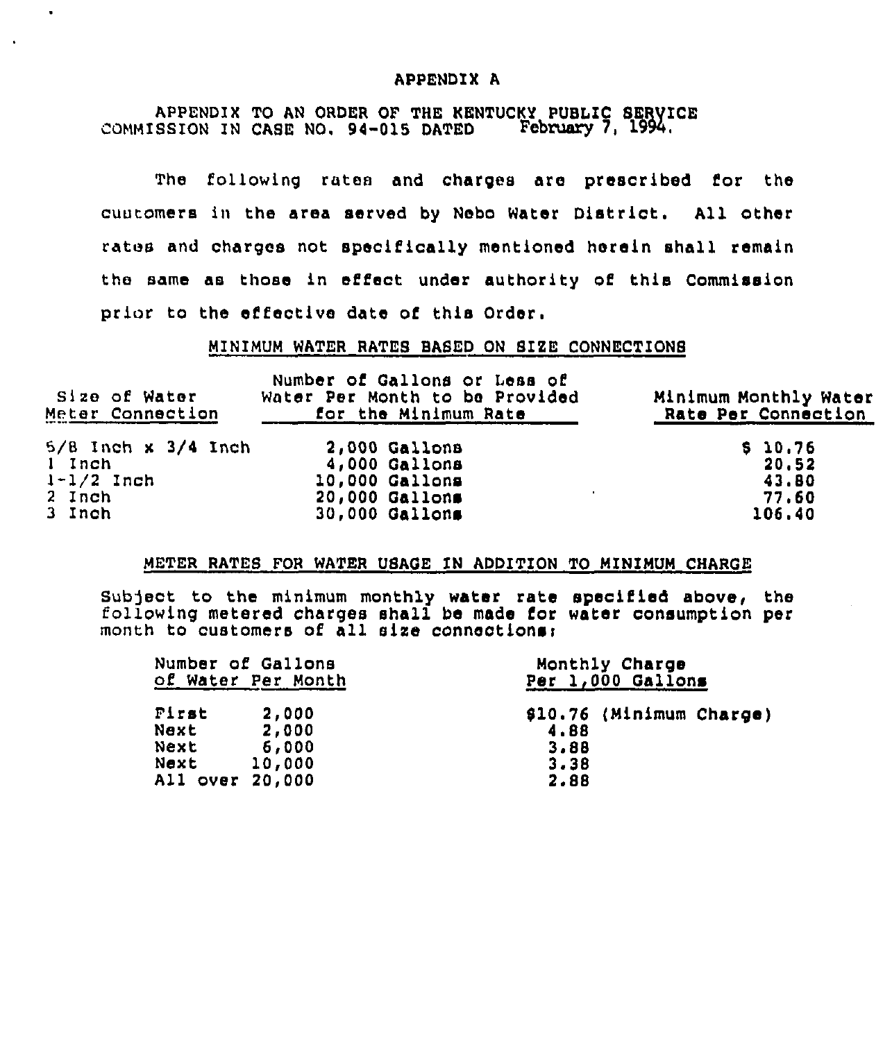APPENDIX A

APPENDIX TO AN ORDER OF THE KENTUCKY PUBLIC SERVICE COMMISSION IN CASE NO. 94-015 DATED February 7, 1994.

The following rates and charges are prescribed for the customers in the area served by Nebo Water District. All other rates and charges not specifically mentioned herein shall remain the same as those in effect under authority of this Commission prior to the effective date of this Order.

MINIMUM WATER RATES BASED ON SIZE CONNECTIONS

| Size of Water Meter Connection | Number of Gallons or Less of Water Per Month to be Provided for the Minimum Rate | Minimum Monthly Water Rate Per Connection |
|---|---|---|
| 5/8 Inch x 3/4 Inch | 2,000 Gallons | $ 10.76 |
| 1 Inch | 4,000 Gallons | 20.52 |
| 1-1/2 Inch | 10,000 Gallons | 43.80 |
| 2 Inch | 20,000 Gallons | 77.60 |
| 3 Inch | 30,000 Gallons | 106.40 |

METER RATES FOR WATER USAGE IN ADDITION TO MINIMUM CHARGE

Subject to the minimum monthly water rate specified above, the following metered charges shall be made for water consumption per month to customers of all size connections:

| Number of Gallons of Water Per Month | | Monthly Charge Per 1,000 Gallons |
|---|---|---|
| First | 2,000 | $10.76 (Minimum Charge) |
| Next | 2,000 | 4.88 |
| Next | 6,000 | 3.88 |
| Next | 10,000 | 3.38 |
| All over | 20,000 | 2.88 |